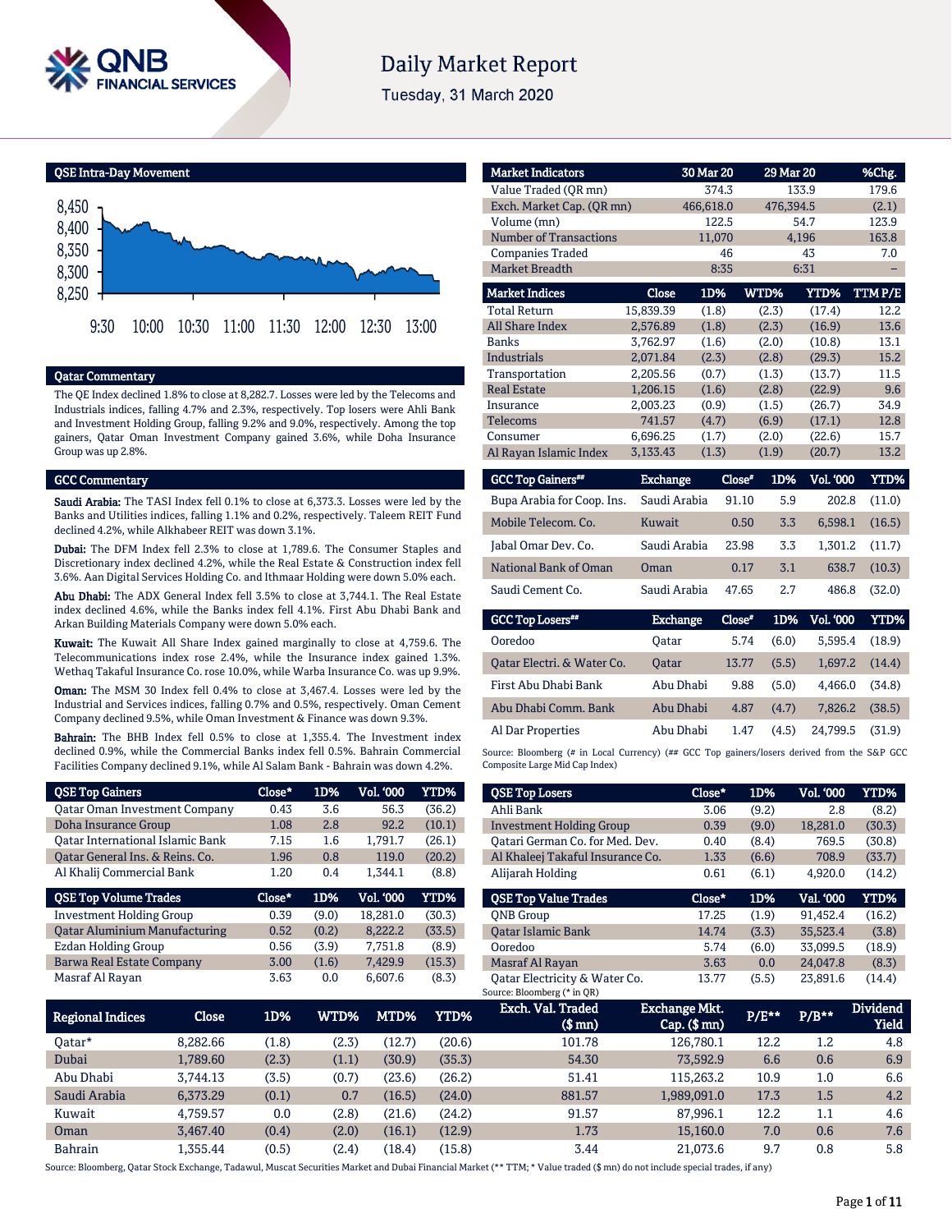# Daily Market Report

Tuesday, 31 March 2020

## QSE Intra-Day Movement

## Qatar Commentary

The QE Index declined 1.8% to close at 8,282.7. Losses were led by the Telecoms and Industrials indices, falling 4.7% and 2.3%, respectively. Top losers were Ahli Bank and Investment Holding Group, falling 9.2% and 9.0%, respectively. Among the top gainers, Qatar Oman Investment Company gained 3.6%, while Doha Insurance Group was up 2.8%.

## GCC Commentary

**Saudi Arabia:** The TASI Index fell 0.1% to close at 6,373.3. Losses were led by the Banks and Utilities indices, falling 1.1% and 0.2%, respectively. Taleem REIT Fund declined 4.2%, while Alkhabeer REIT was down 3.1%.

**Dubai:** The DFM Index fell 2.3% to close at 1,789.6. The Consumer Staples and Discretionary index declined 4.2%, while the Real Estate & Construction index fell 3.6%. Aan Digital Services Holding Co. and Ithmaar Holding were down 5.0% each.

**Abu Dhabi:** The ADX General Index fell 3.5% to close at 3,744.1. The Real Estate index declined 4.6%, while the Banks index fell 4.1%. First Abu Dhabi Bank and Arkan Building Materials Company were down 5.0% each.

**Kuwait:** The Kuwait All Share Index gained marginally to close at 4,759.6. The Telecommunications index rose 2.4%, while the Insurance index gained 1.3%. Wethaq Takaful Insurance Co. rose 10.0%, while Warba Insurance Co. was up 9.9%.

**Oman:** The MSM 30 Index fell 0.4% to close at 3,467.4. Losses were led by the Industrial and Services indices, falling 0.7% and 0.5%, respectively. Oman Cement Company declined 9.5%, while Oman Investment & Finance was down 9.3%.

**Bahrain:** The BHB Index fell 0.5% to close at 1,355.4. The Investment index declined 0.9%, while the Commercial Banks index fell 0.5%. Bahrain Commercial Facilities Company declined 9.1%, while Al Salam Bank - Bahrain was down 4.2%.

| Market Indicators | 30 Mar 20 | 29 Mar 20 | %Chg. |
|---|---|---|---|
| Value Traded (QR mn) | 374.3 | 133.9 | 179.6 |
| Exch. Market Cap. (QR mn) | 466,618.0 | 476,394.5 | (2.1) |
| Volume (mn) | 122.5 | 54.7 | 123.9 |
| Number of Transactions | 11,070 | 4,196 | 163.8 |
| Companies Traded | 46 | 43 | 7.0 |
| Market Breadth | 8:35 | 6:31 | – |

| Market Indices | Close | 1D% | WTD% | YTD% | TTM P/E |
|---|---|---|---|---|---|
| Total Return | 15,839.39 | (1.8) | (2.3) | (17.4) | 12.2 |
| All Share Index | 2,576.89 | (1.8) | (2.3) | (16.9) | 13.6 |
| Banks | 3,762.97 | (1.6) | (2.0) | (10.8) | 13.1 |
| Industrials | 2,071.84 | (2.3) | (2.8) | (29.3) | 15.2 |
| Transportation | 2,205.56 | (0.7) | (1.3) | (13.7) | 11.5 |
| Real Estate | 1,206.15 | (1.6) | (2.8) | (22.9) | 9.6 |
| Insurance | 2,003.23 | (0.9) | (1.5) | (26.7) | 34.9 |
| Telecoms | 741.57 | (4.7) | (6.9) | (17.1) | 12.8 |
| Consumer | 6,696.25 | (1.7) | (2.0) | (22.6) | 15.7 |
| Al Rayan Islamic Index | 3,133.43 | (1.3) | (1.9) | (20.7) | 13.2 |

| GCC Top Gainers## | Exchange | Close# | 1D% | Vol. '000 | YTD% |
|---|---|---|---|---|---|
| Bupa Arabia for Coop. Ins. | Saudi Arabia | 91.10 | 5.9 | 202.8 | (11.0) |
| Mobile Telecom. Co. | Kuwait | 0.50 | 3.3 | 6,598.1 | (16.5) |
| Jabal Omar Dev. Co. | Saudi Arabia | 23.98 | 3.3 | 1,301.2 | (11.7) |
| National Bank of Oman | Oman | 0.17 | 3.1 | 638.7 | (10.3) |
| Saudi Cement Co. | Saudi Arabia | 47.65 | 2.7 | 486.8 | (32.0) |

| GCC Top Losers## | Exchange | Close# | 1D% | Vol. '000 | YTD% |
|---|---|---|---|---|---|
| Ooredoo | Qatar | 5.74 | (6.0) | 5,595.4 | (18.9) |
| Qatar Electri. & Water Co. | Qatar | 13.77 | (5.5) | 1,697.2 | (14.4) |
| First Abu Dhabi Bank | Abu Dhabi | 9.88 | (5.0) | 4,466.0 | (34.8) |
| Abu Dhabi Comm. Bank | Abu Dhabi | 4.87 | (4.7) | 7,826.2 | (38.5) |
| Al Dar Properties | Abu Dhabi | 1.47 | (4.5) | 24,799.5 | (31.9) |

Source: Bloomberg (# in Local Currency) (## GCC Top gainers/losers derived from the S&P GCC Composite Large Mid Cap Index)

| QSE Top Gainers | Close* | 1D% | Vol. '000 | YTD% |
|---|---|---|---|---|
| Qatar Oman Investment Company | 0.43 | 3.6 | 56.3 | (36.2) |
| Doha Insurance Group | 1.08 | 2.8 | 92.2 | (10.1) |
| Qatar International Islamic Bank | 7.15 | 1.6 | 1,791.7 | (26.1) |
| Qatar General Ins. & Reins. Co. | 1.96 | 0.8 | 119.0 | (20.2) |
| Al Khalij Commercial Bank | 1.20 | 0.4 | 1,344.1 | (8.8) |

| QSE Top Losers | Close* | 1D% | Vol. '000 | YTD% |
|---|---|---|---|---|
| Ahli Bank | 3.06 | (9.2) | 2.8 | (8.2) |
| Investment Holding Group | 0.39 | (9.0) | 18,281.0 | (30.3) |
| Qatari German Co. for Med. Dev. | 0.40 | (8.4) | 769.5 | (30.8) |
| Al Khaleej Takaful Insurance Co. | 1.33 | (6.6) | 708.9 | (33.7) |
| Alijarah Holding | 0.61 | (6.1) | 4,920.0 | (14.2) |

| QSE Top Volume Trades | Close* | 1D% | Vol. '000 | YTD% |
|---|---|---|---|---|
| Investment Holding Group | 0.39 | (9.0) | 18,281.0 | (30.3) |
| Qatar Aluminium Manufacturing | 0.52 | (0.2) | 8,222.2 | (33.5) |
| Ezdan Holding Group | 0.56 | (3.9) | 7,751.8 | (8.9) |
| Barwa Real Estate Company | 3.00 | (1.6) | 7,429.9 | (15.3) |
| Masraf Al Rayan | 3.63 | 0.0 | 6,607.6 | (8.3) |

| QSE Top Value Trades | Close* | 1D% | Val. '000 | YTD% |
|---|---|---|---|---|
| QNB Group | 17.25 | (1.9) | 91,452.4 | (16.2) |
| Qatar Islamic Bank | 14.74 | (3.3) | 35,523.4 | (3.8) |
| Ooredoo | 5.74 | (6.0) | 33,099.5 | (18.9) |
| Masraf Al Rayan | 3.63 | 0.0 | 24,047.8 | (8.3) |
| Qatar Electricity & Water Co. | 13.77 | (5.5) | 23,891.6 | (14.4) |

Source: Bloomberg (* in QR)

| Regional Indices | Close | 1D% | WTD% | MTD% | YTD% | Exch. Val. Traded ($ mn) | Exchange Mkt. Cap. ($ mn) | P/E** | P/B** | Dividend Yield |
|---|---|---|---|---|---|---|---|---|---|---|
| Qatar* | 8,282.66 | (1.8) | (2.3) | (12.7) | (20.6) | 101.78 | 126,780.1 | 12.2 | 1.2 | 4.8 |
| Dubai | 1,789.60 | (2.3) | (1.1) | (30.9) | (35.3) | 54.30 | 73,592.9 | 6.6 | 0.6 | 6.9 |
| Abu Dhabi | 3,744.13 | (3.5) | (0.7) | (23.6) | (26.2) | 51.41 | 115,263.2 | 10.9 | 1.0 | 6.6 |
| Saudi Arabia | 6,373.29 | (0.1) | 0.7 | (16.5) | (24.0) | 881.57 | 1,989,091.0 | 17.3 | 1.5 | 4.2 |
| Kuwait | 4,759.57 | 0.0 | (2.8) | (21.6) | (24.2) | 91.57 | 87,996.1 | 12.2 | 1.1 | 4.6 |
| Oman | 3,467.40 | (0.4) | (2.0) | (16.1) | (12.9) | 1.73 | 15,160.0 | 7.0 | 0.6 | 7.6 |
| Bahrain | 1,355.44 | (0.5) | (2.4) | (18.4) | (15.8) | 3.44 | 21,073.6 | 9.7 | 0.8 | 5.8 |

Source: Bloomberg, Qatar Stock Exchange, Tadawul, Muscat Securities Market and Dubai Financial Market (** TTM; * Value traded ($ mn) do not include special trades, if any)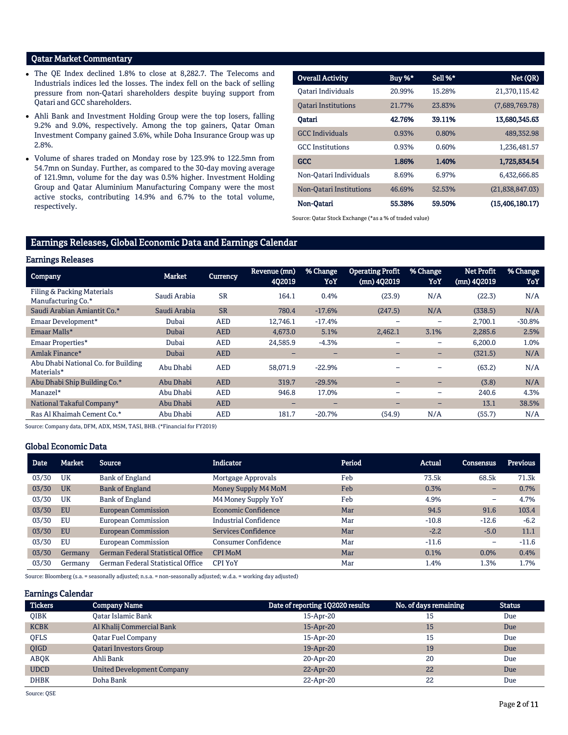## Qatar Market Commentary

- The QE Index declined 1.8% to close at 8,282.7. The Telecoms and Industrials indices led the losses. The index fell on the back of selling pressure from non-Qatari shareholders despite buying support from Qatari and GCC shareholders.
- Ahli Bank and Investment Holding Group were the top losers, falling 9.2% and 9.0%, respectively. Among the top gainers, Qatar Oman Investment Company gained 3.6%, while Doha Insurance Group was up 2.8%.
- Volume of shares traded on Monday rose by 123.9% to 122.5mn from 54.7mn on Sunday. Further, as compared to the 30-day moving average of 121.9mn, volume for the day was 0.5% higher. Investment Holding Group and Qatar Aluminium Manufacturing Company were the most active stocks, contributing 14.9% and 6.7% to the total volume, respectively.

| Overall Activity | Buy %* | Sell %* | Net (QR) |
|---|---|---|---|
| Qatari Individuals | 20.99% | 15.28% | 21,370,115.42 |
| Qatari Institutions | 21.77% | 23.83% | (7,689,769.78) |
| **Qatari** | **42.76%** | **39.11%** | **13,680,345.63** |
| GCC Individuals | 0.93% | 0.80% | 489,352.98 |
| GCC Institutions | 0.93% | 0.60% | 1,236,481.57 |
| **GCC** | **1.86%** | **1.40%** | **1,725,834.54** |
| Non-Qatari Individuals | 8.69% | 6.97% | 6,432,666.85 |
| Non-Qatari Institutions | 46.69% | 52.53% | (21,838,847.03) |
| **Non-Qatari** | **55.38%** | **59.50%** | **(15,406,180.17)** |

Source: Qatar Stock Exchange (*as a % of traded value)

## Earnings Releases, Global Economic Data and Earnings Calendar

### Earnings Releases

| Company | Market | Currency | Revenue (mn) 4Q2019 | % Change YoY | Operating Profit (mn) 4Q2019 | % Change YoY | Net Profit (mn) 4Q2019 | % Change YoY |
|---|---|---|---|---|---|---|---|---|
| Filing & Packing Materials Manufacturing Co.* | Saudi Arabia | SR | 164.1 | 0.4% | (23.9) | N/A | (22.3) | N/A |
| Saudi Arabian Amiantit Co.* | Saudi Arabia | SR | 780.4 | -17.6% | (247.5) | N/A | (338.5) | N/A |
| Emaar Development* | Dubai | AED | 12,746.1 | -17.4% | – | – | 2,700.1 | -30.8% |
| Emaar Malls* | Dubai | AED | 4,673.0 | 5.1% | 2,462.1 | 3.1% | 2,285.6 | 2.5% |
| Emaar Properties* | Dubai | AED | 24,585.9 | -4.3% | – | – | 6,200.0 | 1.0% |
| Amlak Finance* | Dubai | AED | – | – | – | – | (321.5) | N/A |
| Abu Dhabi National Co. for Building Materials* | Abu Dhabi | AED | 58,071.9 | -22.9% | – | – | (63.2) | N/A |
| Abu Dhabi Ship Building Co.* | Abu Dhabi | AED | 319.7 | -29.5% | – | – | (3.8) | N/A |
| Manazel* | Abu Dhabi | AED | 946.8 | 17.0% | – | – | 240.6 | 4.3% |
| National Takaful Company* | Abu Dhabi | AED | – | – | – | – | 13.1 | 38.5% |
| Ras Al Khaimah Cement Co.* | Abu Dhabi | AED | 181.7 | -20.7% | (54.9) | N/A | (55.7) | N/A |

Source: Company data, DFM, ADX, MSM, TASI, BHB. (*Financial for FY2019)

### Global Economic Data

| Date | Market | Source | Indicator | Period | Actual | Consensus | Previous |
|---|---|---|---|---|---|---|---|
| 03/30 | UK | Bank of England | Mortgage Approvals | Feb | 73.5k | 68.5k | 71.3k |
| 03/30 | UK | Bank of England | Money Supply M4 MoM | Feb | 0.3% | – | 0.7% |
| 03/30 | UK | Bank of England | M4 Money Supply YoY | Feb | 4.9% | – | 4.7% |
| 03/30 | EU | European Commission | Economic Confidence | Mar | 94.5 | 91.6 | 103.4 |
| 03/30 | EU | European Commission | Industrial Confidence | Mar | -10.8 | -12.6 | -6.2 |
| 03/30 | EU | European Commission | Services Confidence | Mar | -2.2 | -5.0 | 11.1 |
| 03/30 | EU | European Commission | Consumer Confidence | Mar | -11.6 | – | -11.6 |
| 03/30 | Germany | German Federal Statistical Office | CPI MoM | Mar | 0.1% | 0.0% | 0.4% |
| 03/30 | Germany | German Federal Statistical Office | CPI YoY | Mar | 1.4% | 1.3% | 1.7% |

Source: Bloomberg (s.a. = seasonally adjusted; n.s.a. = non-seasonally adjusted; w.d.a. = working day adjusted)

### Earnings Calendar

| Tickers | Company Name | Date of reporting 1Q2020 results | No. of days remaining | Status |
|---|---|---|---|---|
| QIBK | Qatar Islamic Bank | 15-Apr-20 | 15 | Due |
| KCBK | Al Khalij Commercial Bank | 15-Apr-20 | 15 | Due |
| QFLS | Qatar Fuel Company | 15-Apr-20 | 15 | Due |
| QIGD | Qatari Investors Group | 19-Apr-20 | 19 | Due |
| ABQK | Ahli Bank | 20-Apr-20 | 20 | Due |
| UDCD | United Development Company | 22-Apr-20 | 22 | Due |
| DHBK | Doha Bank | 22-Apr-20 | 22 | Due |

Source: QSE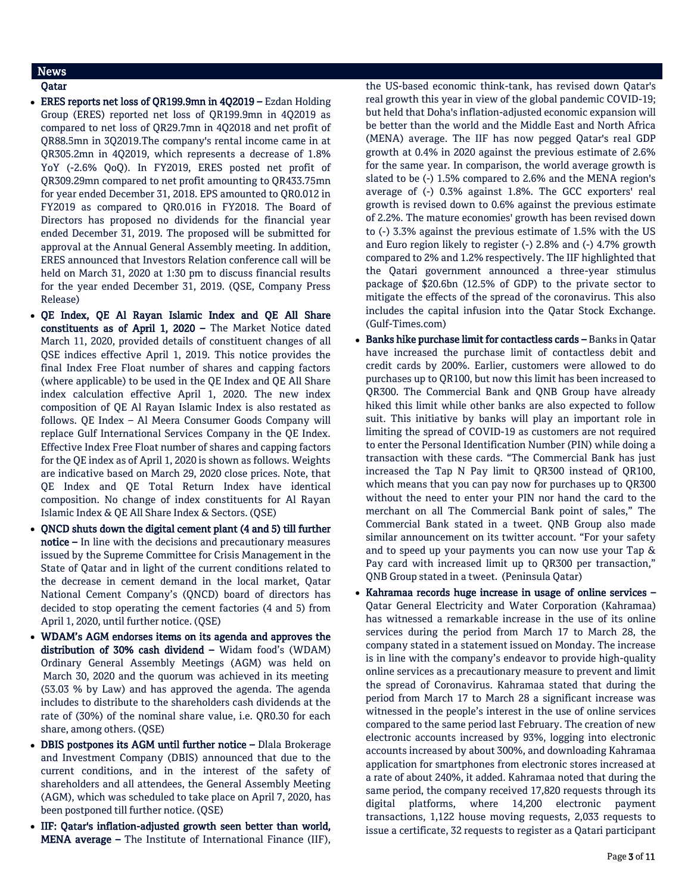## News

### Qatar

- **ERES reports net loss of QR199.9mn in 4Q2019 –** Ezdan Holding Group (ERES) reported net loss of QR199.9mn in 4Q2019 as compared to net loss of QR29.7mn in 4Q2018 and net profit of QR88.5mn in 3Q2019.The company's rental income came in at QR305.2mn in 4Q2019, which represents a decrease of 1.8% YoY (-2.6% QoQ). In FY2019, ERES posted net profit of QR309.29mn compared to net profit amounting to QR433.75mn for year ended December 31, 2018. EPS amounted to QR0.012 in FY2019 as compared to QR0.016 in FY2018. The Board of Directors has proposed no dividends for the financial year ended December 31, 2019. The proposed will be submitted for approval at the Annual General Assembly meeting. In addition, ERES announced that Investors Relation conference call will be held on March 31, 2020 at 1:30 pm to discuss financial results for the year ended December 31, 2019. (QSE, Company Press Release)
- **QE Index, QE Al Rayan Islamic Index and QE All Share constituents as of April 1, 2020 –** The Market Notice dated March 11, 2020, provided details of constituent changes of all QSE indices effective April 1, 2019. This notice provides the final Index Free Float number of shares and capping factors (where applicable) to be used in the QE Index and QE All Share index calculation effective April 1, 2020. The new index composition of QE Al Rayan Islamic Index is also restated as follows. QE Index – Al Meera Consumer Goods Company will replace Gulf International Services Company in the QE Index. Effective Index Free Float number of shares and capping factors for the QE index as of April 1, 2020 is shown as follows. Weights are indicative based on March 29, 2020 close prices. Note, that QE Index and QE Total Return Index have identical composition. No change of index constituents for Al Rayan Islamic Index & QE All Share Index & Sectors. (QSE)
- **QNCD shuts down the digital cement plant (4 and 5) till further notice –** In line with the decisions and precautionary measures issued by the Supreme Committee for Crisis Management in the State of Qatar and in light of the current conditions related to the decrease in cement demand in the local market, Qatar National Cement Company's (QNCD) board of directors has decided to stop operating the cement factories (4 and 5) from April 1, 2020, until further notice. (QSE)
- **WDAM's AGM endorses items on its agenda and approves the distribution of 30% cash dividend –** Widam food's (WDAM) Ordinary General Assembly Meetings (AGM) was held on March 30, 2020 and the quorum was achieved in its meeting (53.03 % by Law) and has approved the agenda. The agenda includes to distribute to the shareholders cash dividends at the rate of (30%) of the nominal share value, i.e. QR0.30 for each share, among others. (QSE)
- **DBIS postpones its AGM until further notice –** Dlala Brokerage and Investment Company (DBIS) announced that due to the current conditions, and in the interest of the safety of shareholders and all attendees, the General Assembly Meeting (AGM), which was scheduled to take place on April 7, 2020, has been postponed till further notice. (QSE)
- **IIF: Qatar's inflation-adjusted growth seen better than world, MENA average –** The Institute of International Finance (IIF), the US-based economic think-tank, has revised down Qatar's real growth this year in view of the global pandemic COVID-19; but held that Doha's inflation-adjusted economic expansion will be better than the world and the Middle East and North Africa (MENA) average. The IIF has now pegged Qatar's real GDP growth at 0.4% in 2020 against the previous estimate of 2.6% for the same year. In comparison, the world average growth is slated to be (-) 1.5% compared to 2.6% and the MENA region's average of (-) 0.3% against 1.8%. The GCC exporters' real growth is revised down to 0.6% against the previous estimate of 2.2%. The mature economies' growth has been revised down to (-) 3.3% against the previous estimate of 1.5% with the US and Euro region likely to register (-) 2.8% and (-) 4.7% growth compared to 2% and 1.2% respectively. The IIF highlighted that the Qatari government announced a three-year stimulus package of $20.6bn (12.5% of GDP) to the private sector to mitigate the effects of the spread of the coronavirus. This also includes the capital infusion into the Qatar Stock Exchange. (Gulf-Times.com)
- **Banks hike purchase limit for contactless cards –** Banks in Qatar have increased the purchase limit of contactless debit and credit cards by 200%. Earlier, customers were allowed to do purchases up to QR100, but now this limit has been increased to QR300. The Commercial Bank and QNB Group have already hiked this limit while other banks are also expected to follow suit. This initiative by banks will play an important role in limiting the spread of COVID-19 as customers are not required to enter the Personal Identification Number (PIN) while doing a transaction with these cards. "The Commercial Bank has just increased the Tap N Pay limit to QR300 instead of QR100, which means that you can pay now for purchases up to QR300 without the need to enter your PIN nor hand the card to the merchant on all The Commercial Bank point of sales," The Commercial Bank stated in a tweet. QNB Group also made similar announcement on its twitter account. "For your safety and to speed up your payments you can now use your Tap & Pay card with increased limit up to QR300 per transaction," QNB Group stated in a tweet. (Peninsula Qatar)
- **Kahramaa records huge increase in usage of online services –** Qatar General Electricity and Water Corporation (Kahramaa) has witnessed a remarkable increase in the use of its online services during the period from March 17 to March 28, the company stated in a statement issued on Monday. The increase is in line with the company's endeavor to provide high-quality online services as a precautionary measure to prevent and limit the spread of Coronavirus. Kahramaa stated that during the period from March 17 to March 28 a significant increase was witnessed in the people's interest in the use of online services compared to the same period last February. The creation of new electronic accounts increased by 93%, logging into electronic accounts increased by about 300%, and downloading Kahramaa application for smartphones from electronic stores increased at a rate of about 240%, it added. Kahramaa noted that during the same period, the company received 17,820 requests through its digital platforms, where 14,200 electronic payment transactions, 1,122 house moving requests, 2,033 requests to issue a certificate, 32 requests to register as a Qatari participant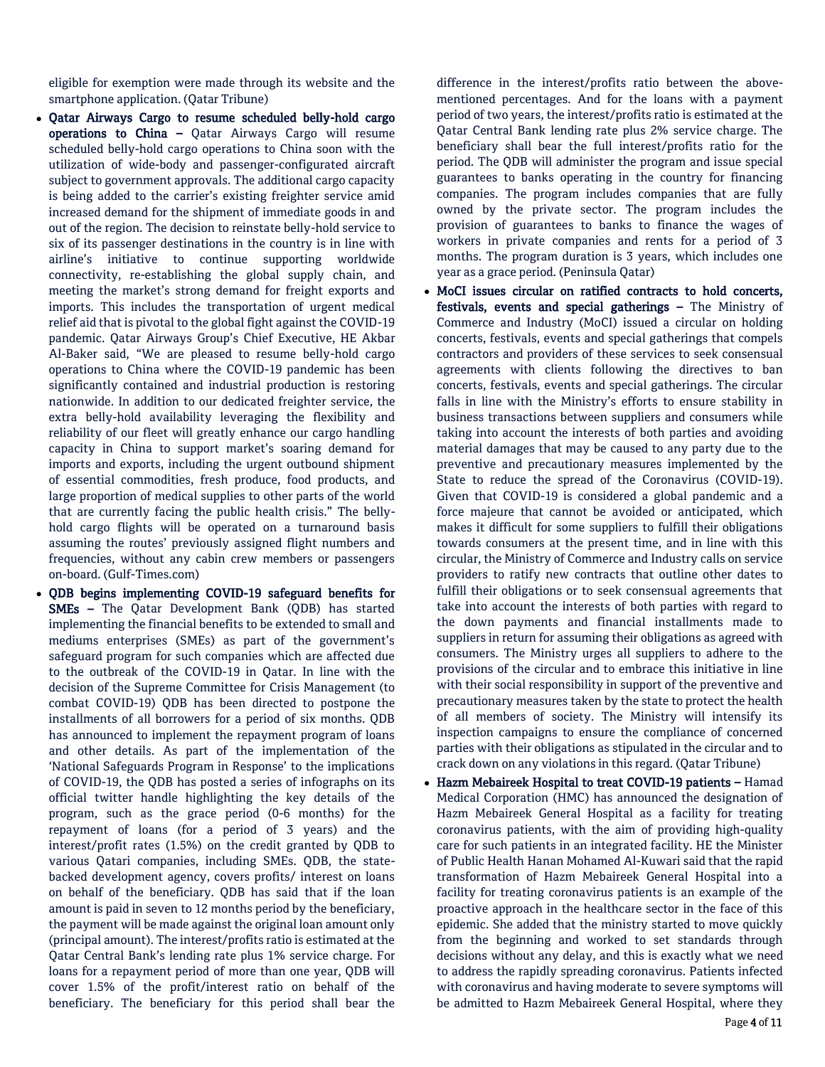eligible for exemption were made through its website and the smartphone application. (Qatar Tribune)

- **Qatar Airways Cargo to resume scheduled belly-hold cargo operations to China –** Qatar Airways Cargo will resume scheduled belly-hold cargo operations to China soon with the utilization of wide-body and passenger-configurated aircraft subject to government approvals. The additional cargo capacity is being added to the carrier's existing freighter service amid increased demand for the shipment of immediate goods in and out of the region. The decision to reinstate belly-hold service to six of its passenger destinations in the country is in line with airline's initiative to continue supporting worldwide connectivity, re-establishing the global supply chain, and meeting the market's strong demand for freight exports and imports. This includes the transportation of urgent medical relief aid that is pivotal to the global fight against the COVID-19 pandemic. Qatar Airways Group's Chief Executive, HE Akbar Al-Baker said, "We are pleased to resume belly-hold cargo operations to China where the COVID-19 pandemic has been significantly contained and industrial production is restoring nationwide. In addition to our dedicated freighter service, the extra belly-hold availability leveraging the flexibility and reliability of our fleet will greatly enhance our cargo handling capacity in China to support market's soaring demand for imports and exports, including the urgent outbound shipment of essential commodities, fresh produce, food products, and large proportion of medical supplies to other parts of the world that are currently facing the public health crisis." The belly-hold cargo flights will be operated on a turnaround basis assuming the routes' previously assigned flight numbers and frequencies, without any cabin crew members or passengers on-board. (Gulf-Times.com)
- **QDB begins implementing COVID-19 safeguard benefits for SMEs –** The Qatar Development Bank (QDB) has started implementing the financial benefits to be extended to small and mediums enterprises (SMEs) as part of the government's safeguard program for such companies which are affected due to the outbreak of the COVID-19 in Qatar. In line with the decision of the Supreme Committee for Crisis Management (to combat COVID-19) QDB has been directed to postpone the installments of all borrowers for a period of six months. QDB has announced to implement the repayment program of loans and other details. As part of the implementation of the 'National Safeguards Program in Response' to the implications of COVID-19, the QDB has posted a series of infographs on its official twitter handle highlighting the key details of the program, such as the grace period (0-6 months) for the repayment of loans (for a period of 3 years) and the interest/profit rates (1.5%) on the credit granted by QDB to various Qatari companies, including SMEs. QDB, the state-backed development agency, covers profits/ interest on loans on behalf of the beneficiary. QDB has said that if the loan amount is paid in seven to 12 months period by the beneficiary, the payment will be made against the original loan amount only (principal amount). The interest/profits ratio is estimated at the Qatar Central Bank's lending rate plus 1% service charge. For loans for a repayment period of more than one year, QDB will cover 1.5% of the profit/interest ratio on behalf of the beneficiary. The beneficiary for this period shall bear the difference in the interest/profits ratio between the above-mentioned percentages. And for the loans with a payment period of two years, the interest/profits ratio is estimated at the Qatar Central Bank lending rate plus 2% service charge. The beneficiary shall bear the full interest/profits ratio for the period. The QDB will administer the program and issue special guarantees to banks operating in the country for financing companies. The program includes companies that are fully owned by the private sector. The program includes the provision of guarantees to banks to finance the wages of workers in private companies and rents for a period of 3 months. The program duration is 3 years, which includes one year as a grace period. (Peninsula Qatar)
- **MoCI issues circular on ratified contracts to hold concerts, festivals, events and special gatherings –** The Ministry of Commerce and Industry (MoCI) issued a circular on holding concerts, festivals, events and special gatherings that compels contractors and providers of these services to seek consensual agreements with clients following the directives to ban concerts, festivals, events and special gatherings. The circular falls in line with the Ministry's efforts to ensure stability in business transactions between suppliers and consumers while taking into account the interests of both parties and avoiding material damages that may be caused to any party due to the preventive and precautionary measures implemented by the State to reduce the spread of the Coronavirus (COVID-19). Given that COVID-19 is considered a global pandemic and a force majeure that cannot be avoided or anticipated, which makes it difficult for some suppliers to fulfill their obligations towards consumers at the present time, and in line with this circular, the Ministry of Commerce and Industry calls on service providers to ratify new contracts that outline other dates to fulfill their obligations or to seek consensual agreements that take into account the interests of both parties with regard to the down payments and financial installments made to suppliers in return for assuming their obligations as agreed with consumers. The Ministry urges all suppliers to adhere to the provisions of the circular and to embrace this initiative in line with their social responsibility in support of the preventive and precautionary measures taken by the state to protect the health of all members of society. The Ministry will intensify its inspection campaigns to ensure the compliance of concerned parties with their obligations as stipulated in the circular and to crack down on any violations in this regard. (Qatar Tribune)
- **Hazm Mebaireek Hospital to treat COVID-19 patients –** Hamad Medical Corporation (HMC) has announced the designation of Hazm Mebaireek General Hospital as a facility for treating coronavirus patients, with the aim of providing high-quality care for such patients in an integrated facility. HE the Minister of Public Health Hanan Mohamed Al-Kuwari said that the rapid transformation of Hazm Mebaireek General Hospital into a facility for treating coronavirus patients is an example of the proactive approach in the healthcare sector in the face of this epidemic. She added that the ministry started to move quickly from the beginning and worked to set standards through decisions without any delay, and this is exactly what we need to address the rapidly spreading coronavirus. Patients infected with coronavirus and having moderate to severe symptoms will be admitted to Hazm Mebaireek General Hospital, where they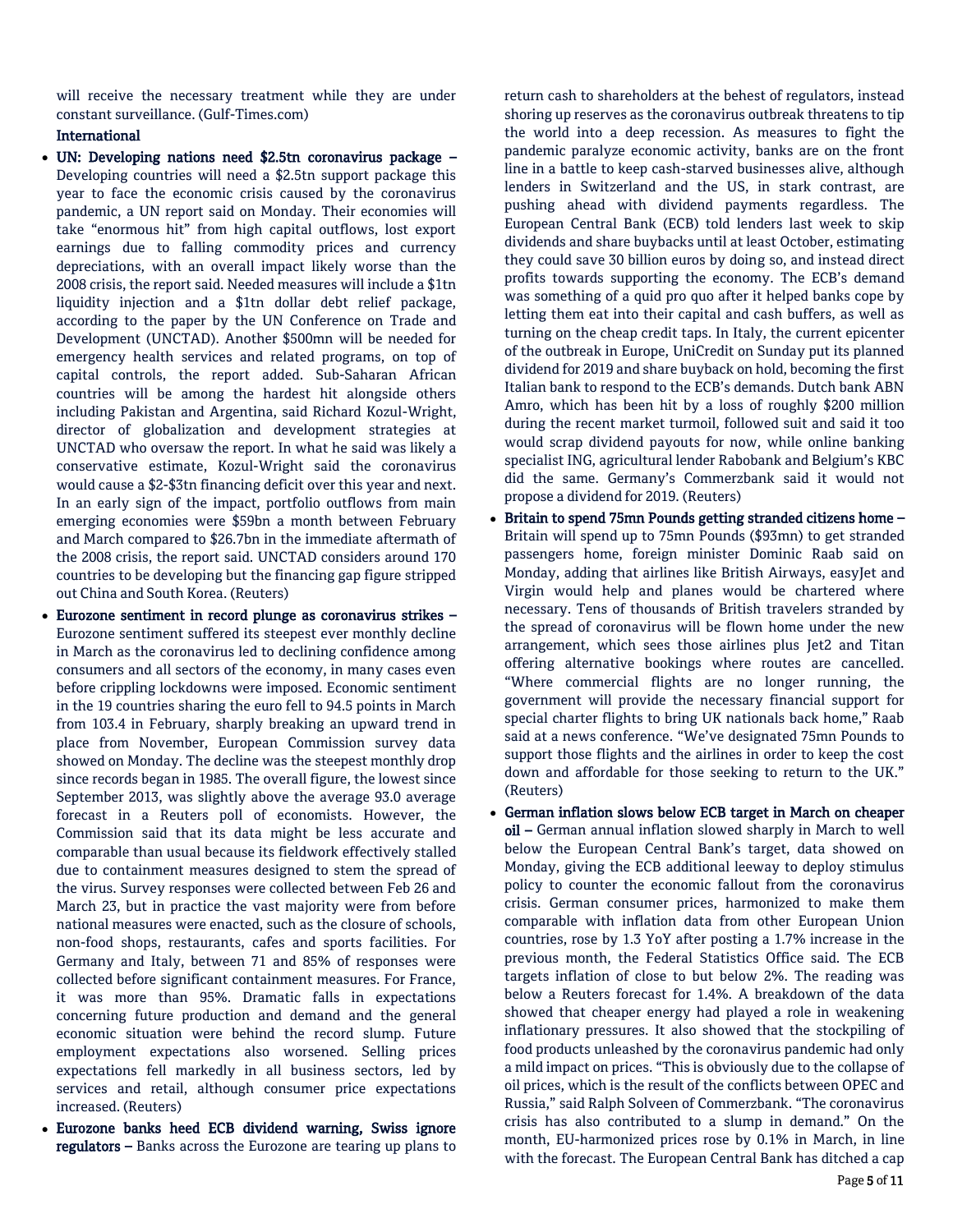will receive the necessary treatment while they are under constant surveillance. (Gulf-Times.com)

## International

- **UN: Developing nations need $2.5tn coronavirus package –** Developing countries will need a $2.5tn support package this year to face the economic crisis caused by the coronavirus pandemic, a UN report said on Monday. Their economies will take "enormous hit" from high capital outflows, lost export earnings due to falling commodity prices and currency depreciations, with an overall impact likely worse than the 2008 crisis, the report said. Needed measures will include a $1tn liquidity injection and a $1tn dollar debt relief package, according to the paper by the UN Conference on Trade and Development (UNCTAD). Another $500mn will be needed for emergency health services and related programs, on top of capital controls, the report added. Sub-Saharan African countries will be among the hardest hit alongside others including Pakistan and Argentina, said Richard Kozul-Wright, director of globalization and development strategies at UNCTAD who oversaw the report. In what he said was likely a conservative estimate, Kozul-Wright said the coronavirus would cause a $2-$3tn financing deficit over this year and next. In an early sign of the impact, portfolio outflows from main emerging economies were $59bn a month between February and March compared to $26.7bn in the immediate aftermath of the 2008 crisis, the report said. UNCTAD considers around 170 countries to be developing but the financing gap figure stripped out China and South Korea. (Reuters)
- **Eurozone sentiment in record plunge as coronavirus strikes –** Eurozone sentiment suffered its steepest ever monthly decline in March as the coronavirus led to declining confidence among consumers and all sectors of the economy, in many cases even before crippling lockdowns were imposed. Economic sentiment in the 19 countries sharing the euro fell to 94.5 points in March from 103.4 in February, sharply breaking an upward trend in place from November, European Commission survey data showed on Monday. The decline was the steepest monthly drop since records began in 1985. The overall figure, the lowest since September 2013, was slightly above the average 93.0 average forecast in a Reuters poll of economists. However, the Commission said that its data might be less accurate and comparable than usual because its fieldwork effectively stalled due to containment measures designed to stem the spread of the virus. Survey responses were collected between Feb 26 and March 23, but in practice the vast majority were from before national measures were enacted, such as the closure of schools, non-food shops, restaurants, cafes and sports facilities. For Germany and Italy, between 71 and 85% of responses were collected before significant containment measures. For France, it was more than 95%. Dramatic falls in expectations concerning future production and demand and the general economic situation were behind the record slump. Future employment expectations also worsened. Selling prices expectations fell markedly in all business sectors, led by services and retail, although consumer price expectations increased. (Reuters)
- **Eurozone banks heed ECB dividend warning, Swiss ignore regulators –** Banks across the Eurozone are tearing up plans to return cash to shareholders at the behest of regulators, instead shoring up reserves as the coronavirus outbreak threatens to tip the world into a deep recession. As measures to fight the pandemic paralyze economic activity, banks are on the front line in a battle to keep cash-starved businesses alive, although lenders in Switzerland and the US, in stark contrast, are pushing ahead with dividend payments regardless. The European Central Bank (ECB) told lenders last week to skip dividends and share buybacks until at least October, estimating they could save 30 billion euros by doing so, and instead direct profits towards supporting the economy. The ECB's demand was something of a quid pro quo after it helped banks cope by letting them eat into their capital and cash buffers, as well as turning on the cheap credit taps. In Italy, the current epicenter of the outbreak in Europe, UniCredit on Sunday put its planned dividend for 2019 and share buyback on hold, becoming the first Italian bank to respond to the ECB's demands. Dutch bank ABN Amro, which has been hit by a loss of roughly $200 million during the recent market turmoil, followed suit and said it too would scrap dividend payouts for now, while online banking specialist ING, agricultural lender Rabobank and Belgium's KBC did the same. Germany's Commerzbank said it would not propose a dividend for 2019. (Reuters)
- **Britain to spend 75mn Pounds getting stranded citizens home –** Britain will spend up to 75mn Pounds ($93mn) to get stranded passengers home, foreign minister Dominic Raab said on Monday, adding that airlines like British Airways, easyJet and Virgin would help and planes would be chartered where necessary. Tens of thousands of British travelers stranded by the spread of coronavirus will be flown home under the new arrangement, which sees those airlines plus Jet2 and Titan offering alternative bookings where routes are cancelled. "Where commercial flights are no longer running, the government will provide the necessary financial support for special charter flights to bring UK nationals back home," Raab said at a news conference. "We've designated 75mn Pounds to support those flights and the airlines in order to keep the cost down and affordable for those seeking to return to the UK." (Reuters)
- **German inflation slows below ECB target in March on cheaper oil –** German annual inflation slowed sharply in March to well below the European Central Bank's target, data showed on Monday, giving the ECB additional leeway to deploy stimulus policy to counter the economic fallout from the coronavirus crisis. German consumer prices, harmonized to make them comparable with inflation data from other European Union countries, rose by 1.3 YoY after posting a 1.7% increase in the previous month, the Federal Statistics Office said. The ECB targets inflation of close to but below 2%. The reading was below a Reuters forecast for 1.4%. A breakdown of the data showed that cheaper energy had played a role in weakening inflationary pressures. It also showed that the stockpiling of food products unleashed by the coronavirus pandemic had only a mild impact on prices. "This is obviously due to the collapse of oil prices, which is the result of the conflicts between OPEC and Russia," said Ralph Solveen of Commerzbank. "The coronavirus crisis has also contributed to a slump in demand." On the month, EU-harmonized prices rose by 0.1% in March, in line with the forecast. The European Central Bank has ditched a cap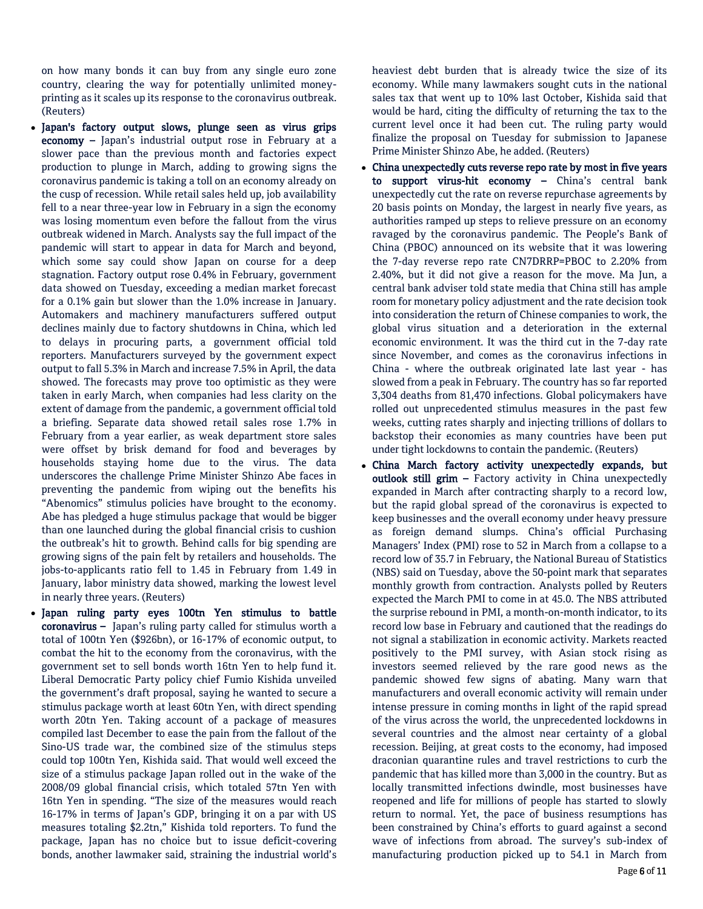on how many bonds it can buy from any single euro zone country, clearing the way for potentially unlimited money-printing as it scales up its response to the coronavirus outbreak. (Reuters)

- **Japan's factory output slows, plunge seen as virus grips economy –** Japan's industrial output rose in February at a slower pace than the previous month and factories expect production to plunge in March, adding to growing signs the coronavirus pandemic is taking a toll on an economy already on the cusp of recession. While retail sales held up, job availability fell to a near three-year low in February in a sign the economy was losing momentum even before the fallout from the virus outbreak widened in March. Analysts say the full impact of the pandemic will start to appear in data for March and beyond, which some say could show Japan on course for a deep stagnation. Factory output rose 0.4% in February, government data showed on Tuesday, exceeding a median market forecast for a 0.1% gain but slower than the 1.0% increase in January. Automakers and machinery manufacturers suffered output declines mainly due to factory shutdowns in China, which led to delays in procuring parts, a government official told reporters. Manufacturers surveyed by the government expect output to fall 5.3% in March and increase 7.5% in April, the data showed. The forecasts may prove too optimistic as they were taken in early March, when companies had less clarity on the extent of damage from the pandemic, a government official told a briefing. Separate data showed retail sales rose 1.7% in February from a year earlier, as weak department store sales were offset by brisk demand for food and beverages by households staying home due to the virus. The data underscores the challenge Prime Minister Shinzo Abe faces in preventing the pandemic from wiping out the benefits his "Abenomics" stimulus policies have brought to the economy. Abe has pledged a huge stimulus package that would be bigger than one launched during the global financial crisis to cushion the outbreak's hit to growth. Behind calls for big spending are growing signs of the pain felt by retailers and households. The jobs-to-applicants ratio fell to 1.45 in February from 1.49 in January, labor ministry data showed, marking the lowest level in nearly three years. (Reuters)
- **Japan ruling party eyes 100tn Yen stimulus to battle coronavirus –** Japan's ruling party called for stimulus worth a total of 100tn Yen ($926bn), or 16-17% of economic output, to combat the hit to the economy from the coronavirus, with the government set to sell bonds worth 16tn Yen to help fund it. Liberal Democratic Party policy chief Fumio Kishida unveiled the government's draft proposal, saying he wanted to secure a stimulus package worth at least 60tn Yen, with direct spending worth 20tn Yen. Taking account of a package of measures compiled last December to ease the pain from the fallout of the Sino-US trade war, the combined size of the stimulus steps could top 100tn Yen, Kishida said. That would well exceed the size of a stimulus package Japan rolled out in the wake of the 2008/09 global financial crisis, which totaled 57tn Yen with 16tn Yen in spending. "The size of the measures would reach 16-17% in terms of Japan's GDP, bringing it on a par with US measures totaling $2.2tn," Kishida told reporters. To fund the package, Japan has no choice but to issue deficit-covering bonds, another lawmaker said, straining the industrial world's heaviest debt burden that is already twice the size of its economy. While many lawmakers sought cuts in the national sales tax that went up to 10% last October, Kishida said that would be hard, citing the difficulty of returning the tax to the current level once it had been cut. The ruling party would finalize the proposal on Tuesday for submission to Japanese Prime Minister Shinzo Abe, he added. (Reuters)
- **China unexpectedly cuts reverse repo rate by most in five years to support virus-hit economy –** China's central bank unexpectedly cut the rate on reverse repurchase agreements by 20 basis points on Monday, the largest in nearly five years, as authorities ramped up steps to relieve pressure on an economy ravaged by the coronavirus pandemic. The People's Bank of China (PBOC) announced on its website that it was lowering the 7-day reverse repo rate CN7DRRP=PBOC to 2.20% from 2.40%, but it did not give a reason for the move. Ma Jun, a central bank adviser told state media that China still has ample room for monetary policy adjustment and the rate decision took into consideration the return of Chinese companies to work, the global virus situation and a deterioration in the external economic environment. It was the third cut in the 7-day rate since November, and comes as the coronavirus infections in China - where the outbreak originated late last year - has slowed from a peak in February. The country has so far reported 3,304 deaths from 81,470 infections. Global policymakers have rolled out unprecedented stimulus measures in the past few weeks, cutting rates sharply and injecting trillions of dollars to backstop their economies as many countries have been put under tight lockdowns to contain the pandemic. (Reuters)
- **China March factory activity unexpectedly expands, but outlook still grim –** Factory activity in China unexpectedly expanded in March after contracting sharply to a record low, but the rapid global spread of the coronavirus is expected to keep businesses and the overall economy under heavy pressure as foreign demand slumps. China's official Purchasing Managers' Index (PMI) rose to 52 in March from a collapse to a record low of 35.7 in February, the National Bureau of Statistics (NBS) said on Tuesday, above the 50-point mark that separates monthly growth from contraction. Analysts polled by Reuters expected the March PMI to come in at 45.0. The NBS attributed the surprise rebound in PMI, a month-on-month indicator, to its record low base in February and cautioned that the readings do not signal a stabilization in economic activity. Markets reacted positively to the PMI survey, with Asian stock rising as investors seemed relieved by the rare good news as the pandemic showed few signs of abating. Many warn that manufacturers and overall economic activity will remain under intense pressure in coming months in light of the rapid spread of the virus across the world, the unprecedented lockdowns in several countries and the almost near certainty of a global recession. Beijing, at great costs to the economy, had imposed draconian quarantine rules and travel restrictions to curb the pandemic that has killed more than 3,000 in the country. But as locally transmitted infections dwindle, most businesses have reopened and life for millions of people has started to slowly return to normal. Yet, the pace of business resumptions has been constrained by China's efforts to guard against a second wave of infections from abroad. The survey's sub-index of manufacturing production picked up to 54.1 in March from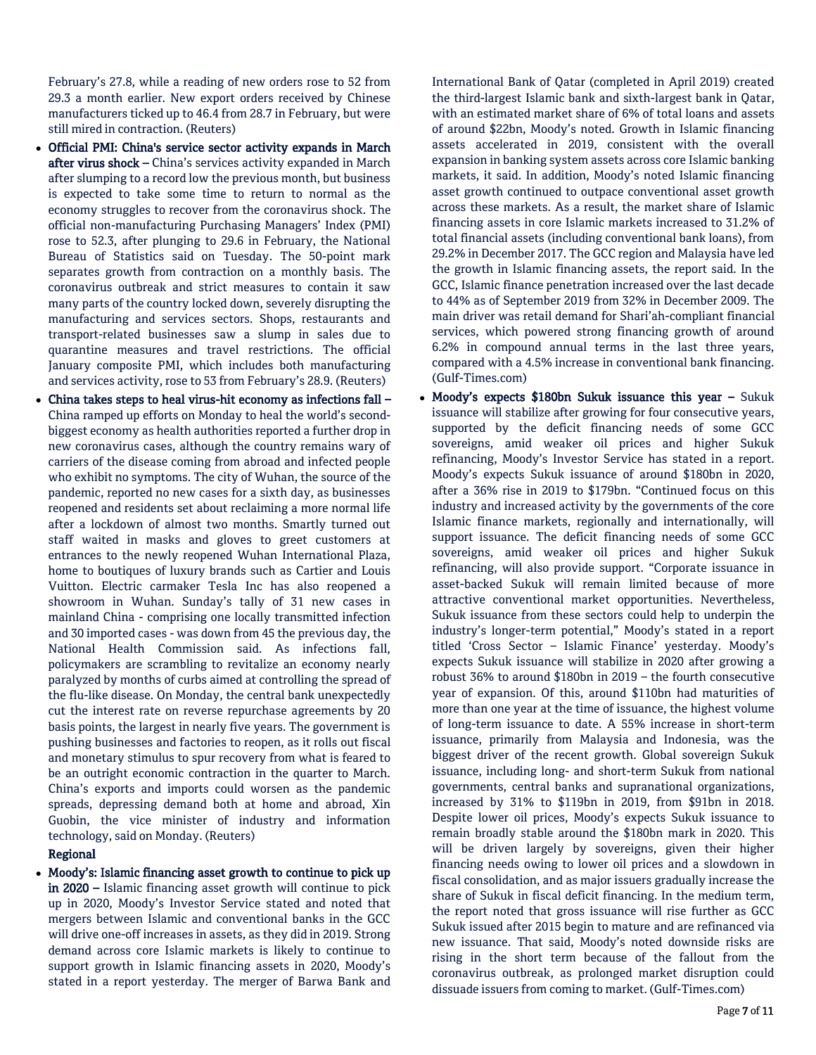February's 27.8, while a reading of new orders rose to 52 from 29.3 a month earlier. New export orders received by Chinese manufacturers ticked up to 46.4 from 28.7 in February, but were still mired in contraction. (Reuters)

- **Official PMI: China's service sector activity expands in March after virus shock –** China's services activity expanded in March after slumping to a record low the previous month, but business is expected to take some time to return to normal as the economy struggles to recover from the coronavirus shock. The official non-manufacturing Purchasing Managers' Index (PMI) rose to 52.3, after plunging to 29.6 in February, the National Bureau of Statistics said on Tuesday. The 50-point mark separates growth from contraction on a monthly basis. The coronavirus outbreak and strict measures to contain it saw many parts of the country locked down, severely disrupting the manufacturing and services sectors. Shops, restaurants and transport-related businesses saw a slump in sales due to quarantine measures and travel restrictions. The official January composite PMI, which includes both manufacturing and services activity, rose to 53 from February's 28.9. (Reuters)
- **China takes steps to heal virus-hit economy as infections fall –** China ramped up efforts on Monday to heal the world's second-biggest economy as health authorities reported a further drop in new coronavirus cases, although the country remains wary of carriers of the disease coming from abroad and infected people who exhibit no symptoms. The city of Wuhan, the source of the pandemic, reported no new cases for a sixth day, as businesses reopened and residents set about reclaiming a more normal life after a lockdown of almost two months. Smartly turned out staff waited in masks and gloves to greet customers at entrances to the newly reopened Wuhan International Plaza, home to boutiques of luxury brands such as Cartier and Louis Vuitton. Electric carmaker Tesla Inc has also reopened a showroom in Wuhan. Sunday's tally of 31 new cases in mainland China - comprising one locally transmitted infection and 30 imported cases - was down from 45 the previous day, the National Health Commission said. As infections fall, policymakers are scrambling to revitalize an economy nearly paralyzed by months of curbs aimed at controlling the spread of the flu-like disease. On Monday, the central bank unexpectedly cut the interest rate on reverse repurchase agreements by 20 basis points, the largest in nearly five years. The government is pushing businesses and factories to reopen, as it rolls out fiscal and monetary stimulus to spur recovery from what is feared to be an outright economic contraction in the quarter to March. China's exports and imports could worsen as the pandemic spreads, depressing demand both at home and abroad, Xin Guobin, the vice minister of industry and information technology, said on Monday. (Reuters)

**Regional**

- **Moody's: Islamic financing asset growth to continue to pick up in 2020 –** Islamic financing asset growth will continue to pick up in 2020, Moody's Investor Service stated and noted that mergers between Islamic and conventional banks in the GCC will drive one-off increases in assets, as they did in 2019. Strong demand across core Islamic markets is likely to continue to support growth in Islamic financing assets in 2020, Moody's stated in a report yesterday. The merger of Barwa Bank and International Bank of Qatar (completed in April 2019) created the third-largest Islamic bank and sixth-largest bank in Qatar, with an estimated market share of 6% of total loans and assets of around $22bn, Moody's noted. Growth in Islamic financing assets accelerated in 2019, consistent with the overall expansion in banking system assets across core Islamic banking markets, it said. In addition, Moody's noted Islamic financing asset growth continued to outpace conventional asset growth across these markets. As a result, the market share of Islamic financing assets in core Islamic markets increased to 31.2% of total financial assets (including conventional bank loans), from 29.2% in December 2017. The GCC region and Malaysia have led the growth in Islamic financing assets, the report said. In the GCC, Islamic finance penetration increased over the last decade to 44% as of September 2019 from 32% in December 2009. The main driver was retail demand for Shari'ah-compliant financial services, which powered strong financing growth of around 6.2% in compound annual terms in the last three years, compared with a 4.5% increase in conventional bank financing. (Gulf-Times.com)
- **Moody's expects $180bn Sukuk issuance this year –** Sukuk issuance will stabilize after growing for four consecutive years, supported by the deficit financing needs of some GCC sovereigns, amid weaker oil prices and higher Sukuk refinancing, Moody's Investor Service has stated in a report. Moody's expects Sukuk issuance of around $180bn in 2020, after a 36% rise in 2019 to $179bn. "Continued focus on this industry and increased activity by the governments of the core Islamic finance markets, regionally and internationally, will support issuance. The deficit financing needs of some GCC sovereigns, amid weaker oil prices and higher Sukuk refinancing, will also provide support. "Corporate issuance in asset-backed Sukuk will remain limited because of more attractive conventional market opportunities. Nevertheless, Sukuk issuance from these sectors could help to underpin the industry's longer-term potential," Moody's stated in a report titled 'Cross Sector – Islamic Finance' yesterday. Moody's expects Sukuk issuance will stabilize in 2020 after growing a robust 36% to around $180bn in 2019 – the fourth consecutive year of expansion. Of this, around $110bn had maturities of more than one year at the time of issuance, the highest volume of long-term issuance to date. A 55% increase in short-term issuance, primarily from Malaysia and Indonesia, was the biggest driver of the recent growth. Global sovereign Sukuk issuance, including long- and short-term Sukuk from national governments, central banks and supranational organizations, increased by 31% to $119bn in 2019, from $91bn in 2018. Despite lower oil prices, Moody's expects Sukuk issuance to remain broadly stable around the $180bn mark in 2020. This will be driven largely by sovereigns, given their higher financing needs owing to lower oil prices and a slowdown in fiscal consolidation, and as major issuers gradually increase the share of Sukuk in fiscal deficit financing. In the medium term, the report noted that gross issuance will rise further as GCC Sukuk issued after 2015 begin to mature and are refinanced via new issuance. That said, Moody's noted downside risks are rising in the short term because of the fallout from the coronavirus outbreak, as prolonged market disruption could dissuade issuers from coming to market. (Gulf-Times.com)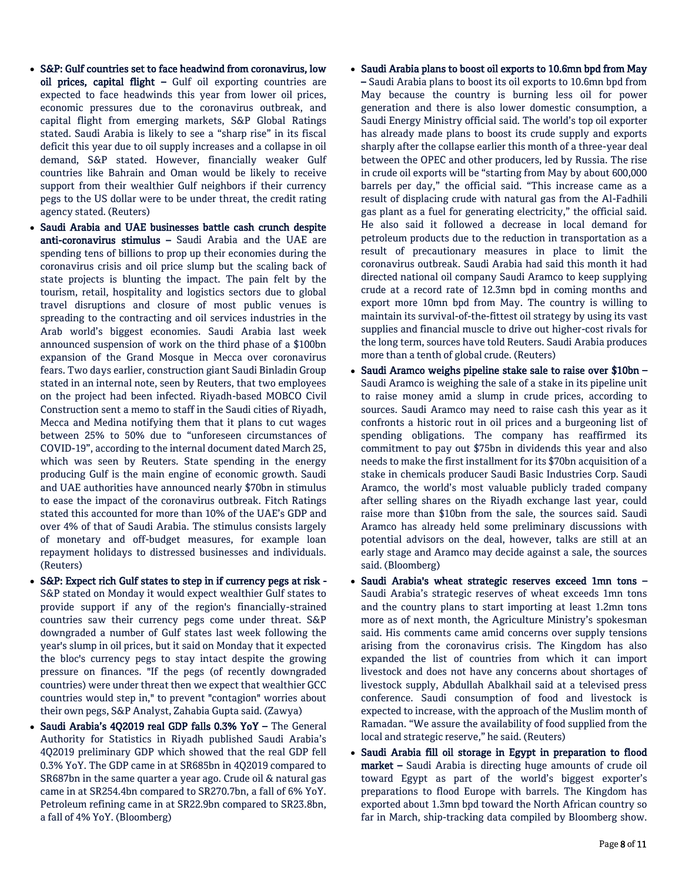- **S&P: Gulf countries set to face headwind from coronavirus, low oil prices, capital flight –** Gulf oil exporting countries are expected to face headwinds this year from lower oil prices, economic pressures due to the coronavirus outbreak, and capital flight from emerging markets, S&P Global Ratings stated. Saudi Arabia is likely to see a "sharp rise" in its fiscal deficit this year due to oil supply increases and a collapse in oil demand, S&P stated. However, financially weaker Gulf countries like Bahrain and Oman would be likely to receive support from their wealthier Gulf neighbors if their currency pegs to the US dollar were to be under threat, the credit rating agency stated. (Reuters)
- **Saudi Arabia and UAE businesses battle cash crunch despite anti-coronavirus stimulus –** Saudi Arabia and the UAE are spending tens of billions to prop up their economies during the coronavirus crisis and oil price slump but the scaling back of state projects is blunting the impact. The pain felt by the tourism, retail, hospitality and logistics sectors due to global travel disruptions and closure of most public venues is spreading to the contracting and oil services industries in the Arab world's biggest economies. Saudi Arabia last week announced suspension of work on the third phase of a $100bn expansion of the Grand Mosque in Mecca over coronavirus fears. Two days earlier, construction giant Saudi Binladin Group stated in an internal note, seen by Reuters, that two employees on the project had been infected. Riyadh-based MOBCO Civil Construction sent a memo to staff in the Saudi cities of Riyadh, Mecca and Medina notifying them that it plans to cut wages between 25% to 50% due to "unforeseen circumstances of COVID-19", according to the internal document dated March 25, which was seen by Reuters. State spending in the energy producing Gulf is the main engine of economic growth. Saudi and UAE authorities have announced nearly $70bn in stimulus to ease the impact of the coronavirus outbreak. Fitch Ratings stated this accounted for more than 10% of the UAE's GDP and over 4% of that of Saudi Arabia. The stimulus consists largely of monetary and off-budget measures, for example loan repayment holidays to distressed businesses and individuals. (Reuters)
- **S&P: Expect rich Gulf states to step in if currency pegs at risk -** S&P stated on Monday it would expect wealthier Gulf states to provide support if any of the region's financially-strained countries saw their currency pegs come under threat. S&P downgraded a number of Gulf states last week following the year's slump in oil prices, but it said on Monday that it expected the bloc's currency pegs to stay intact despite the growing pressure on finances. "If the pegs (of recently downgraded countries) were under threat then we expect that wealthier GCC countries would step in," to prevent "contagion" worries about their own pegs, S&P Analyst, Zahabia Gupta said. (Zawya)
- **Saudi Arabia's 4Q2019 real GDP falls 0.3% YoY –** The General Authority for Statistics in Riyadh published Saudi Arabia's 4Q2019 preliminary GDP which showed that the real GDP fell 0.3% YoY. The GDP came in at SR685bn in 4Q2019 compared to SR687bn in the same quarter a year ago. Crude oil & natural gas came in at SR254.4bn compared to SR270.7bn, a fall of 6% YoY. Petroleum refining came in at SR22.9bn compared to SR23.8bn, a fall of 4% YoY. (Bloomberg)
- **Saudi Arabia plans to boost oil exports to 10.6mn bpd from May –** Saudi Arabia plans to boost its oil exports to 10.6mn bpd from May because the country is burning less oil for power generation and there is also lower domestic consumption, a Saudi Energy Ministry official said. The world's top oil exporter has already made plans to boost its crude supply and exports sharply after the collapse earlier this month of a three-year deal between the OPEC and other producers, led by Russia. The rise in crude oil exports will be "starting from May by about 600,000 barrels per day," the official said. "This increase came as a result of displacing crude with natural gas from the Al-Fadhili gas plant as a fuel for generating electricity," the official said. He also said it followed a decrease in local demand for petroleum products due to the reduction in transportation as a result of precautionary measures in place to limit the coronavirus outbreak. Saudi Arabia had said this month it had directed national oil company Saudi Aramco to keep supplying crude at a record rate of 12.3mn bpd in coming months and export more 10mn bpd from May. The country is willing to maintain its survival-of-the-fittest oil strategy by using its vast supplies and financial muscle to drive out higher-cost rivals for the long term, sources have told Reuters. Saudi Arabia produces more than a tenth of global crude. (Reuters)
- **Saudi Aramco weighs pipeline stake sale to raise over $10bn –** Saudi Aramco is weighing the sale of a stake in its pipeline unit to raise money amid a slump in crude prices, according to sources. Saudi Aramco may need to raise cash this year as it confronts a historic rout in oil prices and a burgeoning list of spending obligations. The company has reaffirmed its commitment to pay out $75bn in dividends this year and also needs to make the first installment for its $70bn acquisition of a stake in chemicals producer Saudi Basic Industries Corp. Saudi Aramco, the world's most valuable publicly traded company after selling shares on the Riyadh exchange last year, could raise more than $10bn from the sale, the sources said. Saudi Aramco has already held some preliminary discussions with potential advisors on the deal, however, talks are still at an early stage and Aramco may decide against a sale, the sources said. (Bloomberg)
- **Saudi Arabia's wheat strategic reserves exceed 1mn tons –** Saudi Arabia's strategic reserves of wheat exceeds 1mn tons and the country plans to start importing at least 1.2mn tons more as of next month, the Agriculture Ministry's spokesman said. His comments came amid concerns over supply tensions arising from the coronavirus crisis. The Kingdom has also expanded the list of countries from which it can import livestock and does not have any concerns about shortages of livestock supply, Abdullah Abalkhail said at a televised press conference. Saudi consumption of food and livestock is expected to increase, with the approach of the Muslim month of Ramadan. "We assure the availability of food supplied from the local and strategic reserve," he said. (Reuters)
- **Saudi Arabia fill oil storage in Egypt in preparation to flood market –** Saudi Arabia is directing huge amounts of crude oil toward Egypt as part of the world's biggest exporter's preparations to flood Europe with barrels. The Kingdom has exported about 1.3mn bpd toward the North African country so far in March, ship-tracking data compiled by Bloomberg show.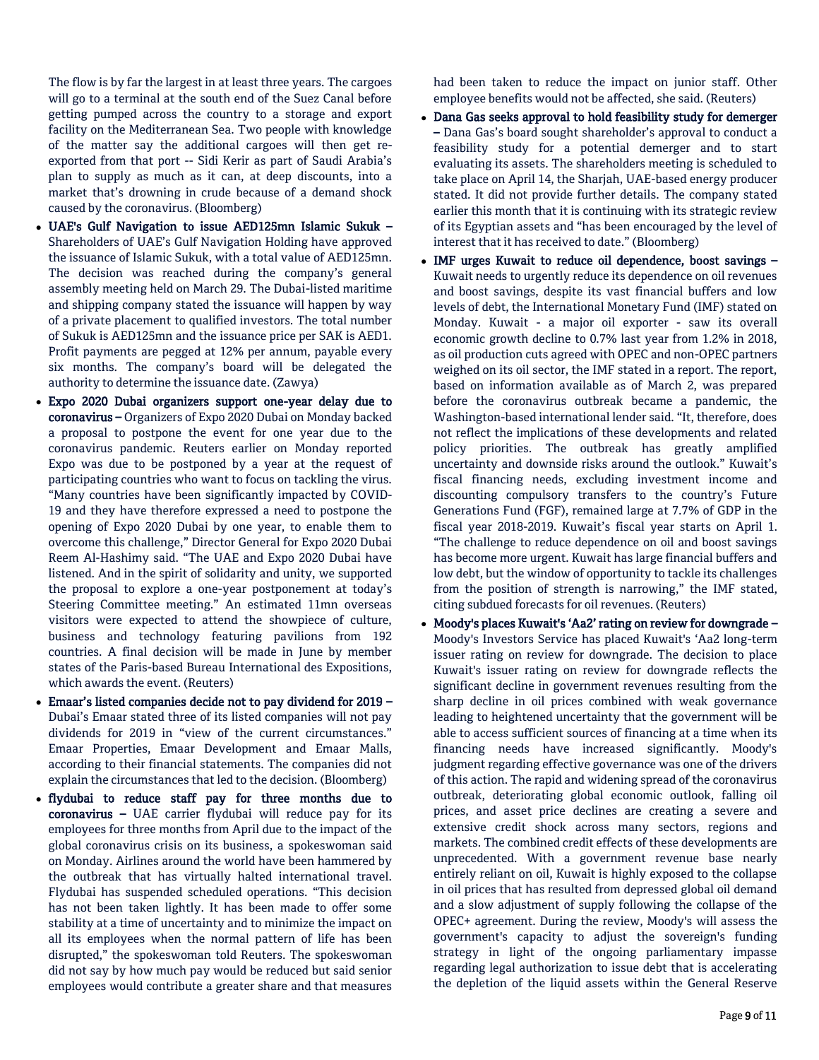The flow is by far the largest in at least three years. The cargoes will go to a terminal at the south end of the Suez Canal before getting pumped across the country to a storage and export facility on the Mediterranean Sea. Two people with knowledge of the matter say the additional cargoes will then get re-exported from that port -- Sidi Kerir as part of Saudi Arabia's plan to supply as much as it can, at deep discounts, into a market that's drowning in crude because of a demand shock caused by the coronavirus. (Bloomberg)

- **UAE's Gulf Navigation to issue AED125mn Islamic Sukuk –** Shareholders of UAE's Gulf Navigation Holding have approved the issuance of Islamic Sukuk, with a total value of AED125mn. The decision was reached during the company's general assembly meeting held on March 29. The Dubai-listed maritime and shipping company stated the issuance will happen by way of a private placement to qualified investors. The total number of Sukuk is AED125mn and the issuance price per SAK is AED1. Profit payments are pegged at 12% per annum, payable every six months. The company's board will be delegated the authority to determine the issuance date. (Zawya)
- **Expo 2020 Dubai organizers support one-year delay due to coronavirus –** Organizers of Expo 2020 Dubai on Monday backed a proposal to postpone the event for one year due to the coronavirus pandemic. Reuters earlier on Monday reported Expo was due to be postponed by a year at the request of participating countries who want to focus on tackling the virus. "Many countries have been significantly impacted by COVID-19 and they have therefore expressed a need to postpone the opening of Expo 2020 Dubai by one year, to enable them to overcome this challenge," Director General for Expo 2020 Dubai Reem Al-Hashimy said. "The UAE and Expo 2020 Dubai have listened. And in the spirit of solidarity and unity, we supported the proposal to explore a one-year postponement at today's Steering Committee meeting." An estimated 11mn overseas visitors were expected to attend the showpiece of culture, business and technology featuring pavilions from 192 countries. A final decision will be made in June by member states of the Paris-based Bureau International des Expositions, which awards the event. (Reuters)
- **Emaar's listed companies decide not to pay dividend for 2019 –** Dubai's Emaar stated three of its listed companies will not pay dividends for 2019 in "view of the current circumstances." Emaar Properties, Emaar Development and Emaar Malls, according to their financial statements. The companies did not explain the circumstances that led to the decision. (Bloomberg)
- **flydubai to reduce staff pay for three months due to coronavirus –** UAE carrier flydubai will reduce pay for its employees for three months from April due to the impact of the global coronavirus crisis on its business, a spokeswoman said on Monday. Airlines around the world have been hammered by the outbreak that has virtually halted international travel. Flydubai has suspended scheduled operations. "This decision has not been taken lightly. It has been made to offer some stability at a time of uncertainty and to minimize the impact on all its employees when the normal pattern of life has been disrupted," the spokeswoman told Reuters. The spokeswoman did not say by how much pay would be reduced but said senior employees would contribute a greater share and that measures had been taken to reduce the impact on junior staff. Other employee benefits would not be affected, she said. (Reuters)
- **Dana Gas seeks approval to hold feasibility study for demerger –** Dana Gas's board sought shareholder's approval to conduct a feasibility study for a potential demerger and to start evaluating its assets. The shareholders meeting is scheduled to take place on April 14, the Sharjah, UAE-based energy producer stated. It did not provide further details. The company stated earlier this month that it is continuing with its strategic review of its Egyptian assets and "has been encouraged by the level of interest that it has received to date." (Bloomberg)
- **IMF urges Kuwait to reduce oil dependence, boost savings –** Kuwait needs to urgently reduce its dependence on oil revenues and boost savings, despite its vast financial buffers and low levels of debt, the International Monetary Fund (IMF) stated on Monday. Kuwait - a major oil exporter - saw its overall economic growth decline to 0.7% last year from 1.2% in 2018, as oil production cuts agreed with OPEC and non-OPEC partners weighed on its oil sector, the IMF stated in a report. The report, based on information available as of March 2, was prepared before the coronavirus outbreak became a pandemic, the Washington-based international lender said. "It, therefore, does not reflect the implications of these developments and related policy priorities. The outbreak has greatly amplified uncertainty and downside risks around the outlook." Kuwait's fiscal financing needs, excluding investment income and discounting compulsory transfers to the country's Future Generations Fund (FGF), remained large at 7.7% of GDP in the fiscal year 2018-2019. Kuwait's fiscal year starts on April 1. "The challenge to reduce dependence on oil and boost savings has become more urgent. Kuwait has large financial buffers and low debt, but the window of opportunity to tackle its challenges from the position of strength is narrowing," the IMF stated, citing subdued forecasts for oil revenues. (Reuters)
- **Moody's places Kuwait's 'Aa2' rating on review for downgrade –** Moody's Investors Service has placed Kuwait's 'Aa2 long-term issuer rating on review for downgrade. The decision to place Kuwait's issuer rating on review for downgrade reflects the significant decline in government revenues resulting from the sharp decline in oil prices combined with weak governance leading to heightened uncertainty that the government will be able to access sufficient sources of financing at a time when its financing needs have increased significantly. Moody's judgment regarding effective governance was one of the drivers of this action. The rapid and widening spread of the coronavirus outbreak, deteriorating global economic outlook, falling oil prices, and asset price declines are creating a severe and extensive credit shock across many sectors, regions and markets. The combined credit effects of these developments are unprecedented. With a government revenue base nearly entirely reliant on oil, Kuwait is highly exposed to the collapse in oil prices that has resulted from depressed global oil demand and a slow adjustment of supply following the collapse of the OPEC+ agreement. During the review, Moody's will assess the government's capacity to adjust the sovereign's funding strategy in light of the ongoing parliamentary impasse regarding legal authorization to issue debt that is accelerating the depletion of the liquid assets within the General Reserve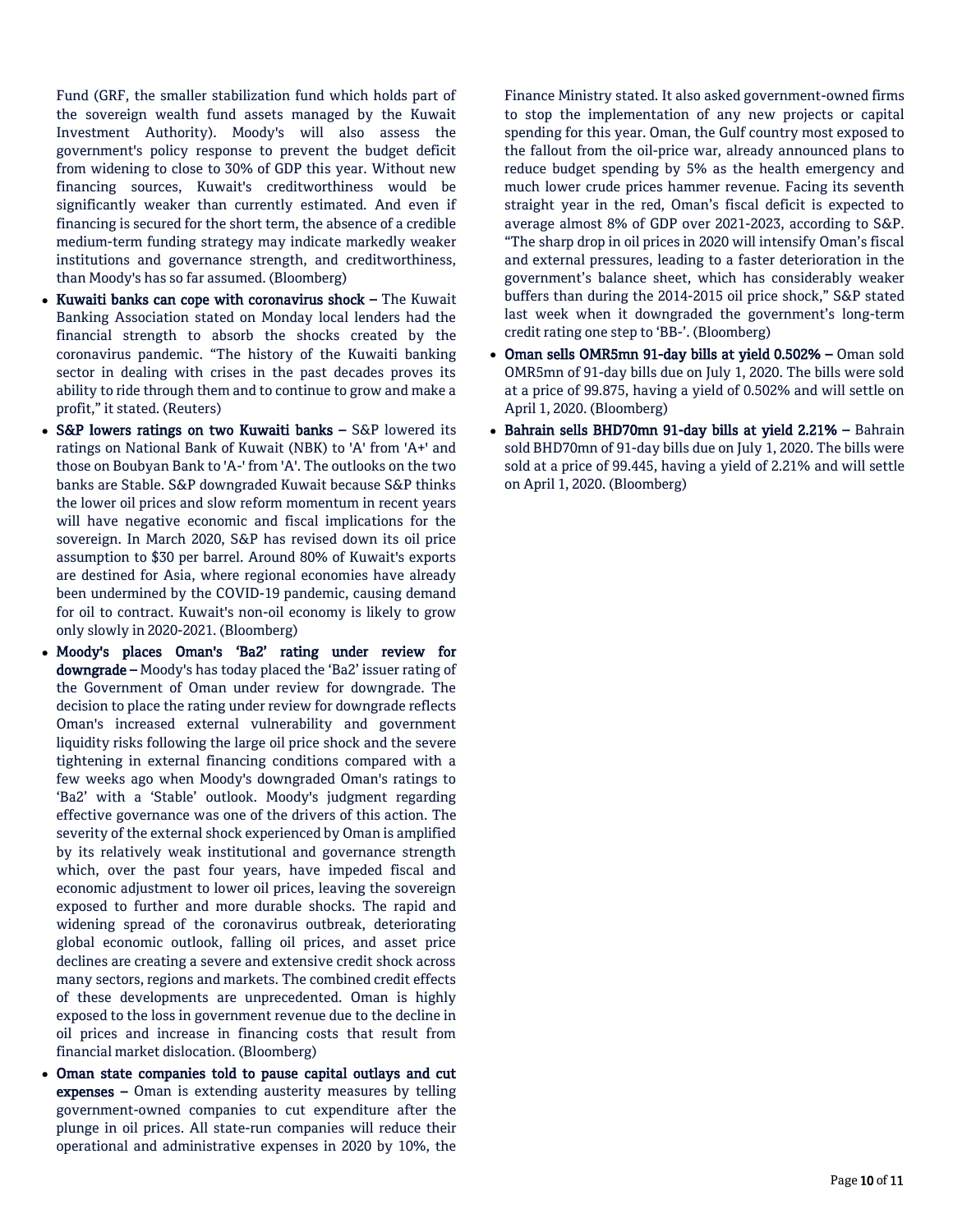Fund (GRF, the smaller stabilization fund which holds part of the sovereign wealth fund assets managed by the Kuwait Investment Authority). Moody's will also assess the government's policy response to prevent the budget deficit from widening to close to 30% of GDP this year. Without new financing sources, Kuwait's creditworthiness would be significantly weaker than currently estimated. And even if financing is secured for the short term, the absence of a credible medium-term funding strategy may indicate markedly weaker institutions and governance strength, and creditworthiness, than Moody's has so far assumed. (Bloomberg)

- **Kuwaiti banks can cope with coronavirus shock –** The Kuwait Banking Association stated on Monday local lenders had the financial strength to absorb the shocks created by the coronavirus pandemic. "The history of the Kuwaiti banking sector in dealing with crises in the past decades proves its ability to ride through them and to continue to grow and make a profit," it stated. (Reuters)
- **S&P lowers ratings on two Kuwaiti banks –** S&P lowered its ratings on National Bank of Kuwait (NBK) to 'A' from 'A+' and those on Boubyan Bank to 'A-' from 'A'. The outlooks on the two banks are Stable. S&P downgraded Kuwait because S&P thinks the lower oil prices and slow reform momentum in recent years will have negative economic and fiscal implications for the sovereign. In March 2020, S&P has revised down its oil price assumption to $30 per barrel. Around 80% of Kuwait's exports are destined for Asia, where regional economies have already been undermined by the COVID-19 pandemic, causing demand for oil to contract. Kuwait's non-oil economy is likely to grow only slowly in 2020-2021. (Bloomberg)
- **Moody's places Oman's 'Ba2' rating under review for downgrade –** Moody's has today placed the 'Ba2' issuer rating of the Government of Oman under review for downgrade. The decision to place the rating under review for downgrade reflects Oman's increased external vulnerability and government liquidity risks following the large oil price shock and the severe tightening in external financing conditions compared with a few weeks ago when Moody's downgraded Oman's ratings to 'Ba2' with a 'Stable' outlook. Moody's judgment regarding effective governance was one of the drivers of this action. The severity of the external shock experienced by Oman is amplified by its relatively weak institutional and governance strength which, over the past four years, have impeded fiscal and economic adjustment to lower oil prices, leaving the sovereign exposed to further and more durable shocks. The rapid and widening spread of the coronavirus outbreak, deteriorating global economic outlook, falling oil prices, and asset price declines are creating a severe and extensive credit shock across many sectors, regions and markets. The combined credit effects of these developments are unprecedented. Oman is highly exposed to the loss in government revenue due to the decline in oil prices and increase in financing costs that result from financial market dislocation. (Bloomberg)
- **Oman state companies told to pause capital outlays and cut expenses –** Oman is extending austerity measures by telling government-owned companies to cut expenditure after the plunge in oil prices. All state-run companies will reduce their operational and administrative expenses in 2020 by 10%, the Finance Ministry stated. It also asked government-owned firms to stop the implementation of any new projects or capital spending for this year. Oman, the Gulf country most exposed to the fallout from the oil-price war, already announced plans to reduce budget spending by 5% as the health emergency and much lower crude prices hammer revenue. Facing its seventh straight year in the red, Oman's fiscal deficit is expected to average almost 8% of GDP over 2021-2023, according to S&P. "The sharp drop in oil prices in 2020 will intensify Oman's fiscal and external pressures, leading to a faster deterioration in the government's balance sheet, which has considerably weaker buffers than during the 2014-2015 oil price shock," S&P stated last week when it downgraded the government's long-term credit rating one step to 'BB-'. (Bloomberg)
- **Oman sells OMR5mn 91-day bills at yield 0.502% –** Oman sold OMR5mn of 91-day bills due on July 1, 2020. The bills were sold at a price of 99.875, having a yield of 0.502% and will settle on April 1, 2020. (Bloomberg)
- **Bahrain sells BHD70mn 91-day bills at yield 2.21% –** Bahrain sold BHD70mn of 91-day bills due on July 1, 2020. The bills were sold at a price of 99.445, having a yield of 2.21% and will settle on April 1, 2020. (Bloomberg)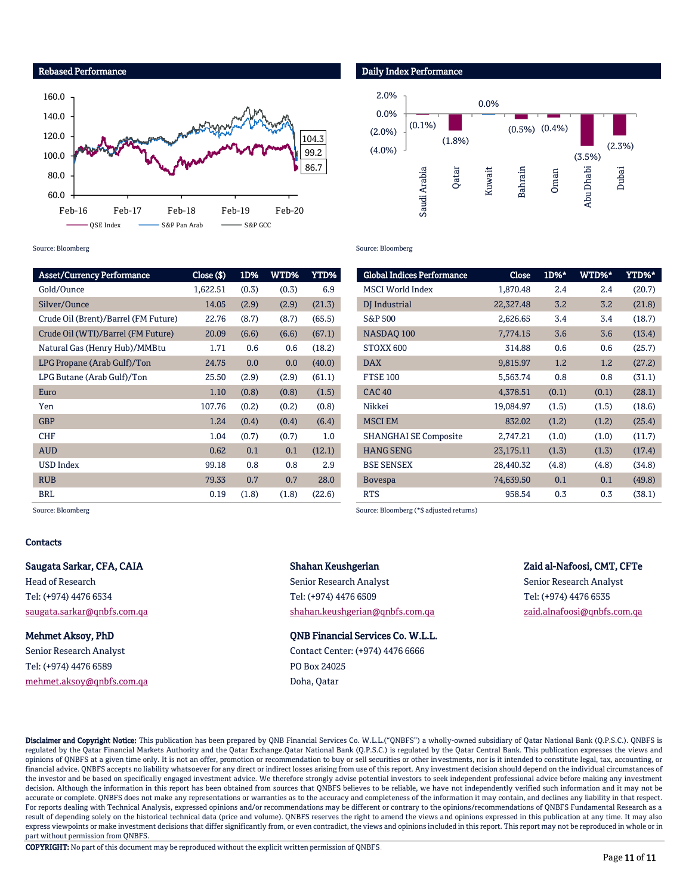## Rebased Performance

160.0
140.0
120.0
100.0
80.0
60.0

Feb-16 Feb-17 Feb-18 Feb-19 Feb-20

104.3
99.2
86.7

QSE Index — S&P Pan Arab — S&P GCC

Source: Bloomberg

## Daily Index Performance

2.0%
0.0%
(2.0%)
(4.0%)

(0.1%) (1.8%) 0.0% (0.5%) (0.4%) (3.5%) (2.3%)

Saudi Arabia, Qatar, Kuwait, Bahrain, Oman, Abu Dhabi, Dubai

Source: Bloomberg

| Asset/Currency Performance | Close ($) | 1D% | WTD% | YTD% |
|---|---|---|---|---|
| Gold/Ounce | 1,622.51 | (0.3) | (0.3) | 6.9 |
| Silver/Ounce | 14.05 | (2.9) | (2.9) | (21.3) |
| Crude Oil (Brent)/Barrel (FM Future) | 22.76 | (8.7) | (8.7) | (65.5) |
| Crude Oil (WTI)/Barrel (FM Future) | 20.09 | (6.6) | (6.6) | (67.1) |
| Natural Gas (Henry Hub)/MMBtu | 1.71 | 0.6 | 0.6 | (18.2) |
| LPG Propane (Arab Gulf)/Ton | 24.75 | 0.0 | 0.0 | (40.0) |
| LPG Butane (Arab Gulf)/Ton | 25.50 | (2.9) | (2.9) | (61.1) |
| Euro | 1.10 | (0.8) | (0.8) | (1.5) |
| Yen | 107.76 | (0.2) | (0.2) | (0.8) |
| GBP | 1.24 | (0.4) | (0.4) | (6.4) |
| CHF | 1.04 | (0.7) | (0.7) | 1.0 |
| AUD | 0.62 | 0.1 | 0.1 | (12.1) |
| USD Index | 99.18 | 0.8 | 0.8 | 2.9 |
| RUB | 79.33 | 0.7 | 0.7 | 28.0 |
| BRL | 0.19 | (1.8) | (1.8) | (22.6) |

Source: Bloomberg

| Global Indices Performance | Close | 1D%* | WTD%* | YTD%* |
|---|---|---|---|---|
| MSCI World Index | 1,870.48 | 2.4 | 2.4 | (20.7) |
| DJ Industrial | 22,327.48 | 3.2 | 3.2 | (21.8) |
| S&P 500 | 2,626.65 | 3.4 | 3.4 | (18.7) |
| NASDAQ 100 | 7,774.15 | 3.6 | 3.6 | (13.4) |
| STOXX 600 | 314.88 | 0.6 | 0.6 | (25.7) |
| DAX | 9,815.97 | 1.2 | 1.2 | (27.2) |
| FTSE 100 | 5,563.74 | 0.8 | 0.8 | (31.1) |
| CAC 40 | 4,378.51 | (0.1) | (0.1) | (28.1) |
| Nikkei | 19,084.97 | (1.5) | (1.5) | (18.6) |
| MSCI EM | 832.02 | (1.2) | (1.2) | (25.4) |
| SHANGHAI SE Composite | 2,747.21 | (1.0) | (1.0) | (11.7) |
| HANG SENG | 23,175.11 | (1.3) | (1.3) | (17.4) |
| BSE SENSEX | 28,440.32 | (4.8) | (4.8) | (34.8) |
| Bovespa | 74,639.50 | 0.1 | 0.1 | (49.8) |
| RTS | 958.54 | 0.3 | 0.3 | (38.1) |

Source: Bloomberg (*$ adjusted returns)

### Contacts

**Saugata Sarkar, CFA, CAIA**
Head of Research
Tel: (+974) 4476 6534
saugata.sarkar@qnbfs.com.qa

**Shahan Keushgerian**
Senior Research Analyst
Tel: (+974) 4476 6509
shahan.keushgerian@qnbfs.com.qa

**Zaid al-Nafoosi, CMT, CFTe**
Senior Research Analyst
Tel: (+974) 4476 6535
zaid.alnafoosi@qnbfs.com.qa

**Mehmet Aksoy, PhD**
Senior Research Analyst
Tel: (+974) 4476 6589
mehmet.aksoy@qnbfs.com.qa

**QNB Financial Services Co. W.L.L.**
Contact Center: (+974) 4476 6666
PO Box 24025
Doha, Qatar

**Disclaimer and Copyright Notice:** This publication has been prepared by QNB Financial Services Co. W.L.L.("QNBFS") a wholly-owned subsidiary of Qatar National Bank (Q.P.S.C.). QNBFS is regulated by the Qatar Financial Markets Authority and the Qatar Exchange.Qatar National Bank (Q.P.S.C.) is regulated by the Qatar Central Bank. This publication expresses the views and opinions of QNBFS at a given time only. It is not an offer, promotion or recommendation to buy or sell securities or other investments, nor is it intended to constitute legal, tax, accounting, or financial advice. QNBFS accepts no liability whatsoever for any direct or indirect losses arising from use of this report. Any investment decision should depend on the individual circumstances of the investor and be based on specifically engaged investment advice. We therefore strongly advise potential investors to seek independent professional advice before making any investment decision. Although the information in this report has been obtained from sources that QNBFS believes to be reliable, we have not independently verified such information and it may not be accurate or complete. QNBFS does not make any representations or warranties as to the accuracy and completeness of the information it may contain, and declines any liability in that respect. For reports dealing with Technical Analysis, expressed opinions and/or recommendations may be different or contrary to the opinions/recommendations of QNBFS Fundamental Research as a result of depending solely on the historical technical data (price and volume). QNBFS reserves the right to amend the views and opinions expressed in this publication at any time. It may also express viewpoints or make investment decisions that differ significantly from, or even contradict, the views and opinions included in this report. This report may not be reproduced in whole or in part without permission from QNBFS.

**COPYRIGHT:** No part of this document may be reproduced without the explicit written permission of QNBFS